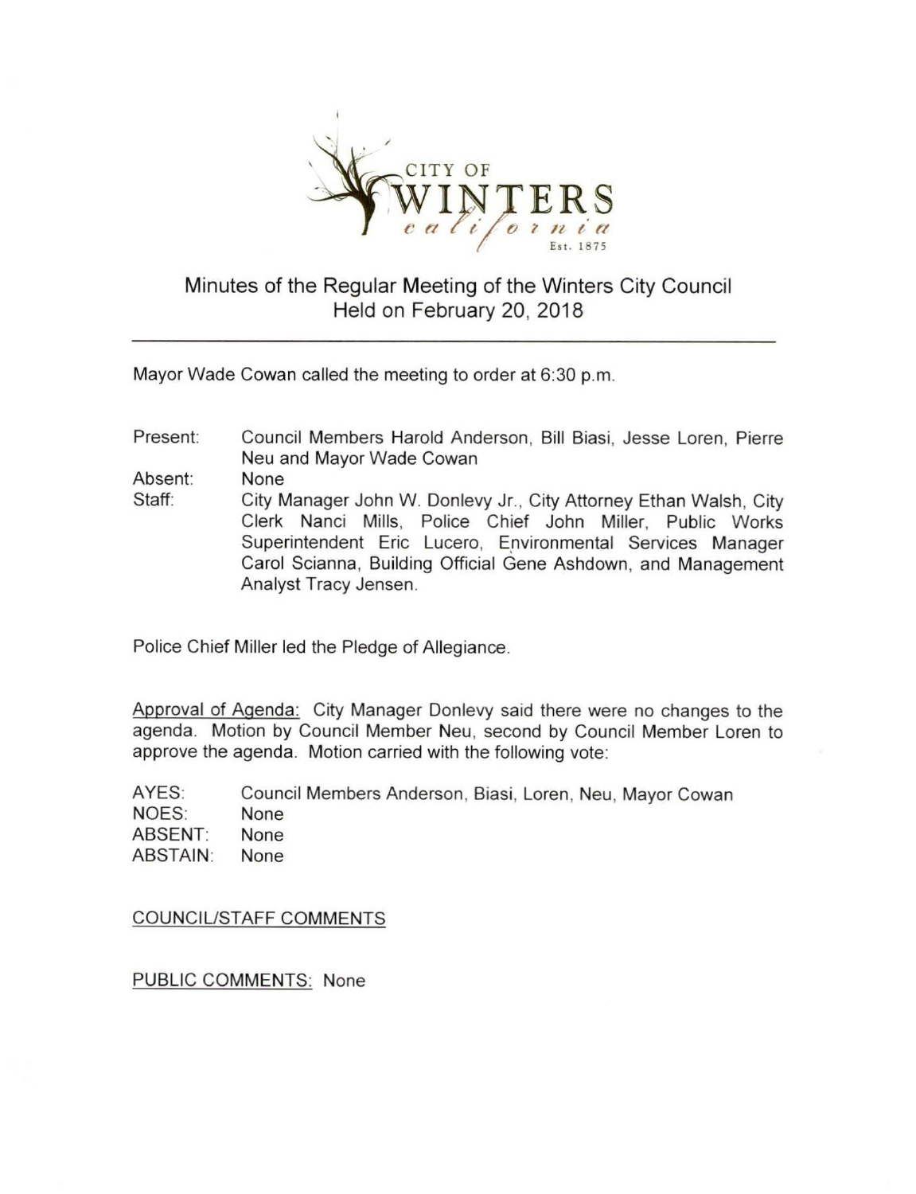CITY OF WINTERS california Est. 1875

# Minutes of the Regular Meeting of the Winters City Council Held on February 20, 2018

Mayor Wade Cowan called the meeting to order at 6:30 p.m.

| | |
|---|---|
| Present: | Council Members Harold Anderson, Bill Biasi, Jesse Loren, Pierre Neu and Mayor Wade Cowan |
| Absent: | None |
| Staff: | City Manager John W. Donlevy Jr., City Attorney Ethan Walsh, City Clerk Nanci Mills, Police Chief John Miller, Public Works Superintendent Eric Lucero, Environmental Services Manager Carol Scianna, Building Official Gene Ashdown, and Management Analyst Tracy Jensen. |

Police Chief Miller led the Pledge of Allegiance.

Approval of Agenda: City Manager Donlevy said there were no changes to the agenda. Motion by Council Member Neu, second by Council Member Loren to approve the agenda. Motion carried with the following vote:

| | |
|---|---|
| AYES: | Council Members Anderson, Biasi, Loren, Neu, Mayor Cowan |
| NOES: | None |
| ABSENT: | None |
| ABSTAIN: | None |

COUNCIL/STAFF COMMENTS

PUBLIC COMMENTS: None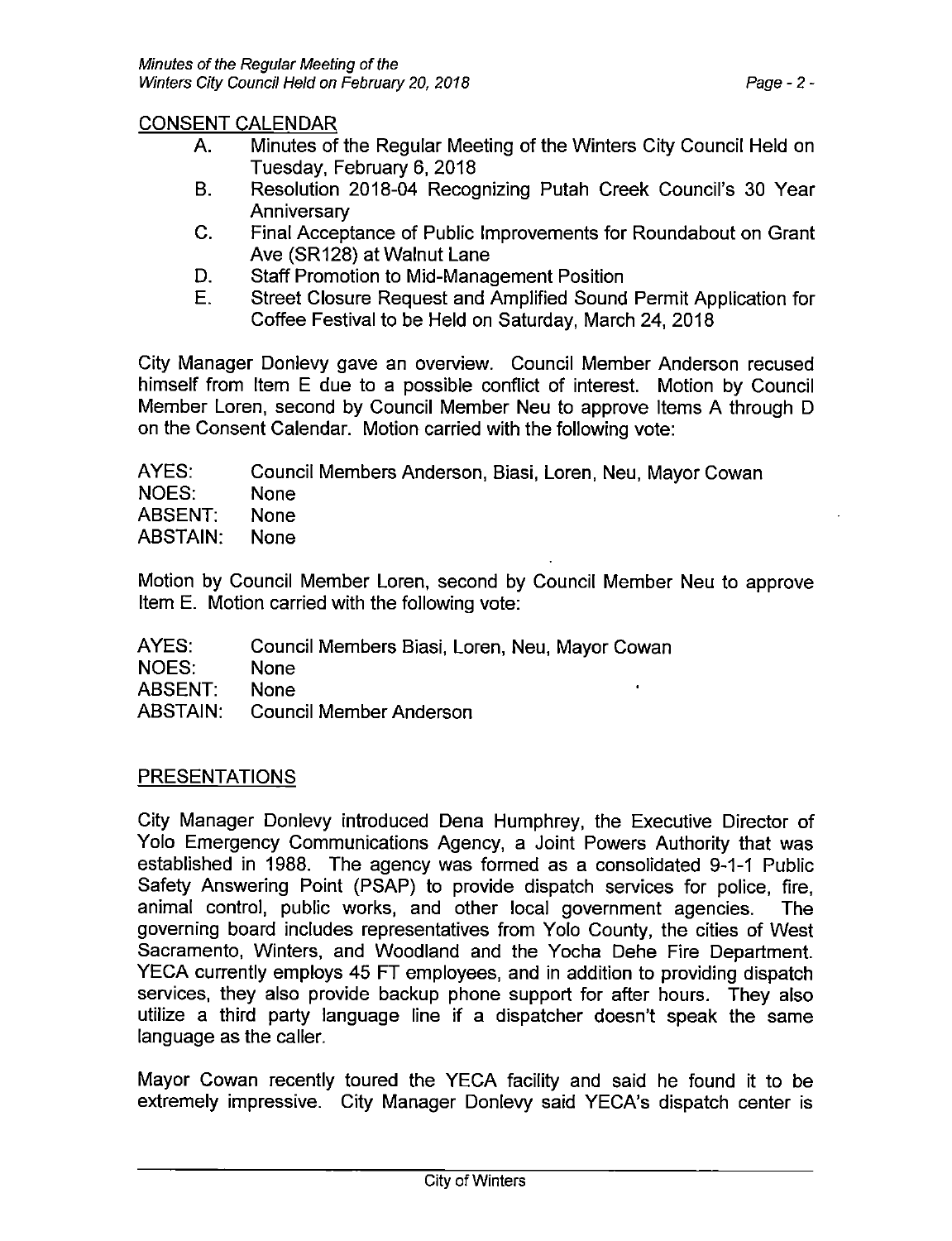## CONSENT CALENDAR

A. Minutes of the Regular Meeting of the Winters City Council Held on Tuesday, February 6, 2018
B. Resolution 2018-04 Recognizing Putah Creek Council's 30 Year Anniversary
C. Final Acceptance of Public Improvements for Roundabout on Grant Ave (SR128) at Walnut Lane
D. Staff Promotion to Mid-Management Position
E. Street Closure Request and Amplified Sound Permit Application for Coffee Festival to be Held on Saturday, March 24, 2018

City Manager Donlevy gave an overview. Council Member Anderson recused himself from Item E due to a possible conflict of interest. Motion by Council Member Loren, second by Council Member Neu to approve Items A through D on the Consent Calendar. Motion carried with the following vote:

AYES: Council Members Anderson, Biasi, Loren, Neu, Mayor Cowan
NOES: None
ABSENT: None
ABSTAIN: None

Motion by Council Member Loren, second by Council Member Neu to approve Item E. Motion carried with the following vote:

AYES: Council Members Biasi, Loren, Neu, Mayor Cowan
NOES: None
ABSENT: None
ABSTAIN: Council Member Anderson

## PRESENTATIONS

City Manager Donlevy introduced Dena Humphrey, the Executive Director of Yolo Emergency Communications Agency, a Joint Powers Authority that was established in 1988. The agency was formed as a consolidated 9-1-1 Public Safety Answering Point (PSAP) to provide dispatch services for police, fire, animal control, public works, and other local government agencies. The governing board includes representatives from Yolo County, the cities of West Sacramento, Winters, and Woodland and the Yocha Dehe Fire Department. YECA currently employs 45 FT employees, and in addition to providing dispatch services, they also provide backup phone support for after hours. They also utilize a third party language line if a dispatcher doesn't speak the same language as the caller.

Mayor Cowan recently toured the YECA facility and said he found it to be extremely impressive. City Manager Donlevy said YECA's dispatch center is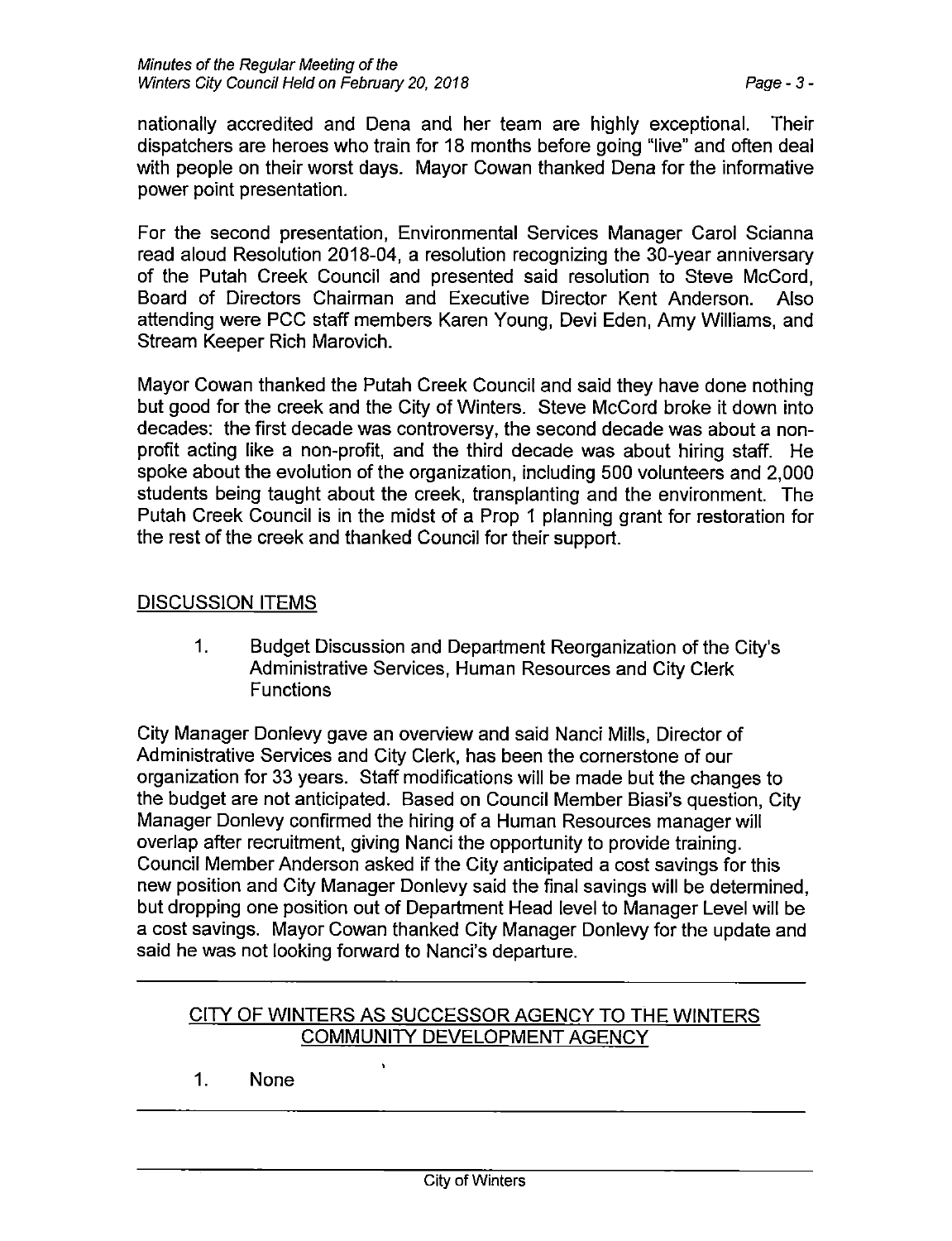nationally accredited and Dena and her team are highly exceptional. Their dispatchers are heroes who train for 18 months before going "live" and often deal with people on their worst days. Mayor Cowan thanked Dena for the informative power point presentation.

For the second presentation, Environmental Services Manager Carol Scianna read aloud Resolution 2018-04, a resolution recognizing the 30-year anniversary of the Putah Creek Council and presented said resolution to Steve McCord, Board of Directors Chairman and Executive Director Kent Anderson. Also attending were PCC staff members Karen Young, Devi Eden, Amy Williams, and Stream Keeper Rich Marovich.

Mayor Cowan thanked the Putah Creek Council and said they have done nothing but good for the creek and the City of Winters. Steve McCord broke it down into decades: the first decade was controversy, the second decade was about a non-profit acting like a non-profit, and the third decade was about hiring staff. He spoke about the evolution of the organization, including 500 volunteers and 2,000 students being taught about the creek, transplanting and the environment. The Putah Creek Council is in the midst of a Prop 1 planning grant for restoration for the rest of the creek and thanked Council for their support.

## DISCUSSION ITEMS

1. Budget Discussion and Department Reorganization of the City's Administrative Services, Human Resources and City Clerk Functions

City Manager Donlevy gave an overview and said Nanci Mills, Director of Administrative Services and City Clerk, has been the cornerstone of our organization for 33 years. Staff modifications will be made but the changes to the budget are not anticipated. Based on Council Member Biasi's question, City Manager Donlevy confirmed the hiring of a Human Resources manager will overlap after recruitment, giving Nanci the opportunity to provide training. Council Member Anderson asked if the City anticipated a cost savings for this new position and City Manager Donlevy said the final savings will be determined, but dropping one position out of Department Head level to Manager Level will be a cost savings. Mayor Cowan thanked City Manager Donlevy for the update and said he was not looking forward to Nanci's departure.

---

## CITY OF WINTERS AS SUCCESSOR AGENCY TO THE WINTERS COMMUNITY DEVELOPMENT AGENCY

1. None

---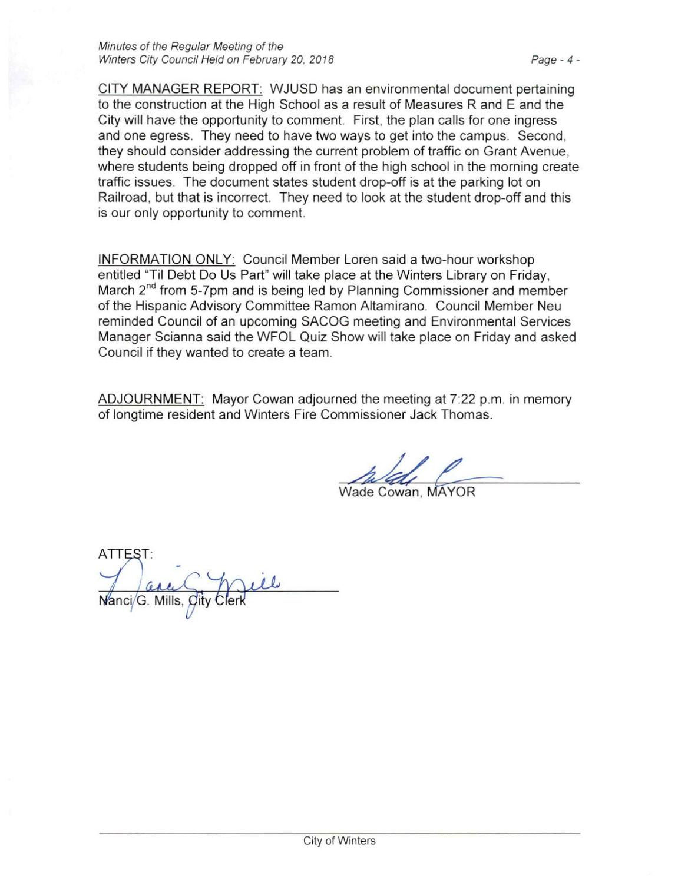CITY MANAGER REPORT: WJUSD has an environmental document pertaining to the construction at the High School as a result of Measures R and E and the City will have the opportunity to comment. First, the plan calls for one ingress and one egress. They need to have two ways to get into the campus. Second, they should consider addressing the current problem of traffic on Grant Avenue, where students being dropped off in front of the high school in the morning create traffic issues. The document states student drop-off is at the parking lot on Railroad, but that is incorrect. They need to look at the student drop-off and this is our only opportunity to comment.

INFORMATION ONLY: Council Member Loren said a two-hour workshop entitled "Til Debt Do Us Part" will take place at the Winters Library on Friday, March 2nd from 5-7pm and is being led by Planning Commissioner and member of the Hispanic Advisory Committee Ramon Altamirano. Council Member Neu reminded Council of an upcoming SACOG meeting and Environmental Services Manager Scianna said the WFOL Quiz Show will take place on Friday and asked Council if they wanted to create a team.

ADJOURNMENT: Mayor Cowan adjourned the meeting at 7:22 p.m. in memory of longtime resident and Winters Fire Commissioner Jack Thomas.

Wade Cowan, MAYOR

ATTEST:

Nanci G. Mills, City Clerk